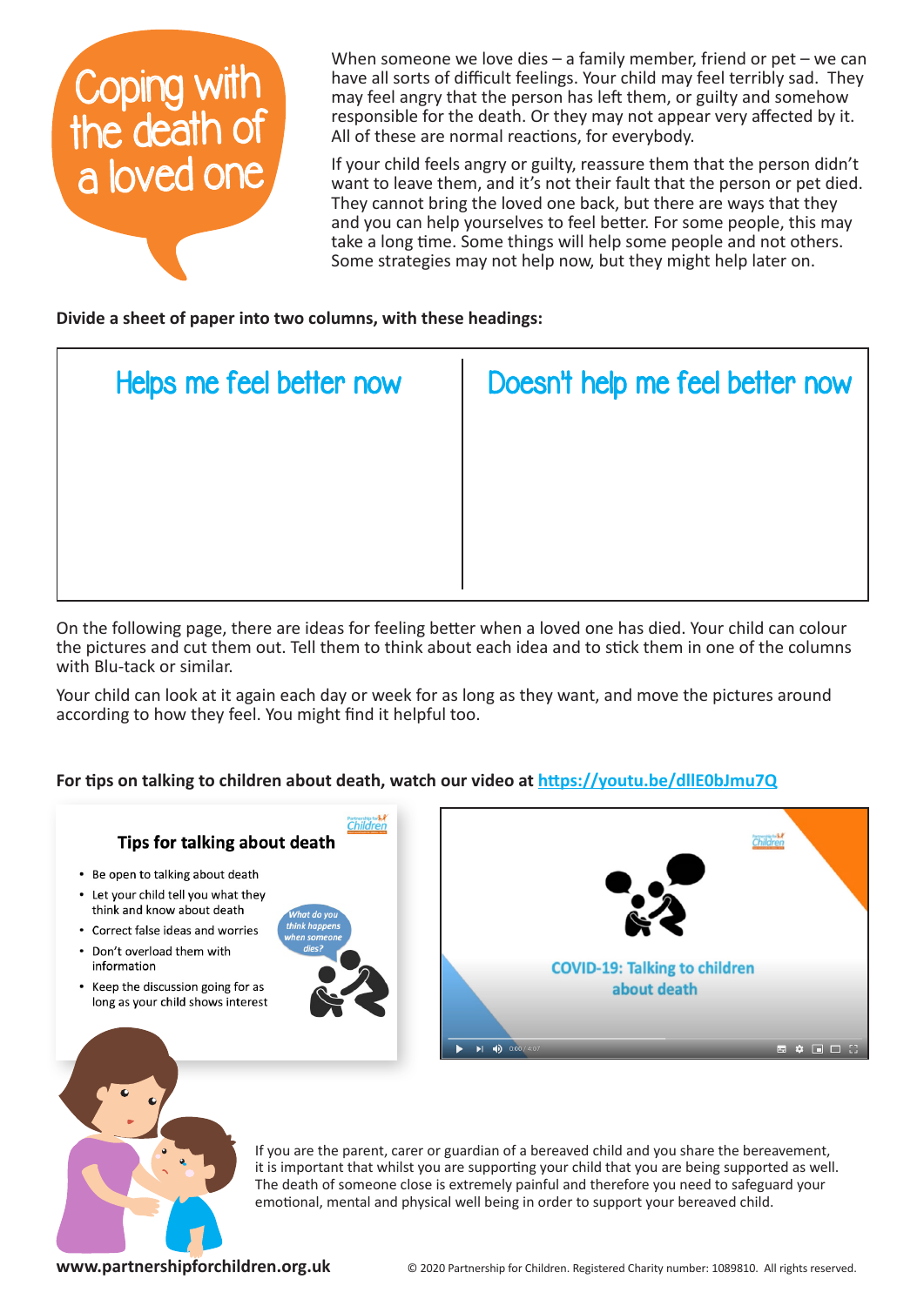# Coping with the death of a loved one

When someone we love dies – a family member, friend or pet – we can have all sorts of difficult feelings. Your child may feel terribly sad. They may feel angry that the person has left them, or guilty and somehow responsible for the death. Or they may not appear very affected by it. All of these are normal reactions, for everybody.

If your child feels angry or guilty, reassure them that the person didn't want to leave them, and it's not their fault that the person or pet died. They cannot bring the loved one back, but there are ways that they and you can help yourselves to feel better. For some people, this may take a long time. Some things will help some people and not others. Some strategies may not help now, but they might help later on.

**Divide a sheet of paper into two columns, with these headings:**

| Helps me feel better now | Doesn't help me feel better now |
|---|---|
| | |

On the following page, there are ideas for feeling better when a loved one has died. Your child can colour the pictures and cut them out. Tell them to think about each idea and to stick them in one of the columns with Blu-tack or similar.

Your child can look at it again each day or week for as long as they want, and move the pictures around according to how they feel. You might find it helpful too.

**For tips on talking to children about death, watch our video at [https://youtu.be/dllE0bJmu7Q](https://youtu.be/dllE0bJmu7Q)**

### Tips for talking about death

- Be open to talking about death
- Let your child tell you what they think and know about death
- Correct false ideas and worries
- Don't overload them with information
- Keep the discussion going for as long as your child shows interest

*What do you think happens when someone dies?*

COVID-19: Talking to children about death

If you are the parent, carer or guardian of a bereaved child and you share the bereavement, it is important that whilst you are supporting your child that you are being supported as well. The death of someone close is extremely painful and therefore you need to safeguard your emotional, mental and physical well being in order to support your bereaved child.

**www.partnershipforchildren.org.uk**

© 2020 Partnership for Children. Registered Charity number: 1089810. All rights reserved.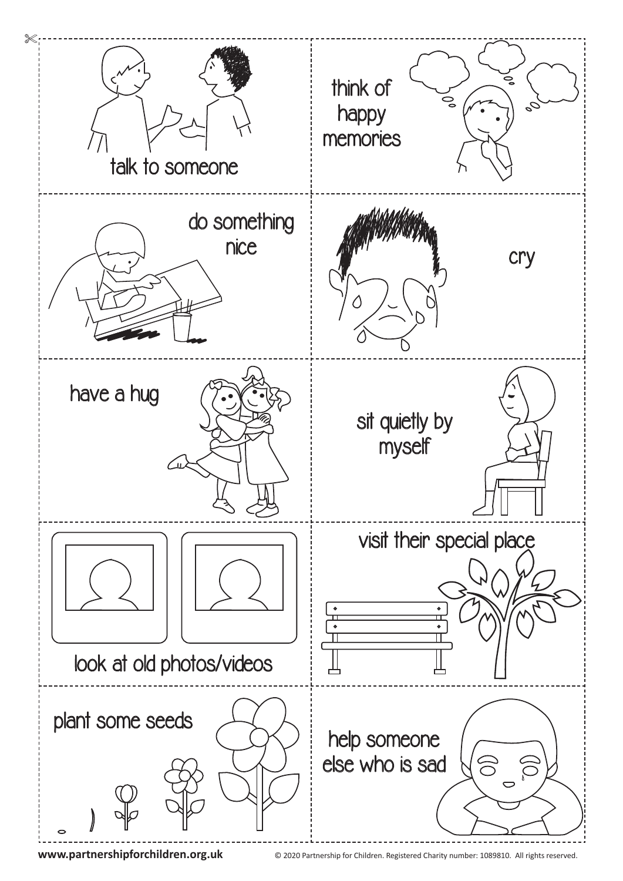talk to someone

think of happy memories

do something nice

cry

have a hug

sit quietly by myself

look at old photos/videos

visit their special place

plant some seeds

help someone else who is sad

www.partnershipforchildren.org.uk © 2020 Partnership for Children. Registered Charity number: 1089810. All rights reserved.